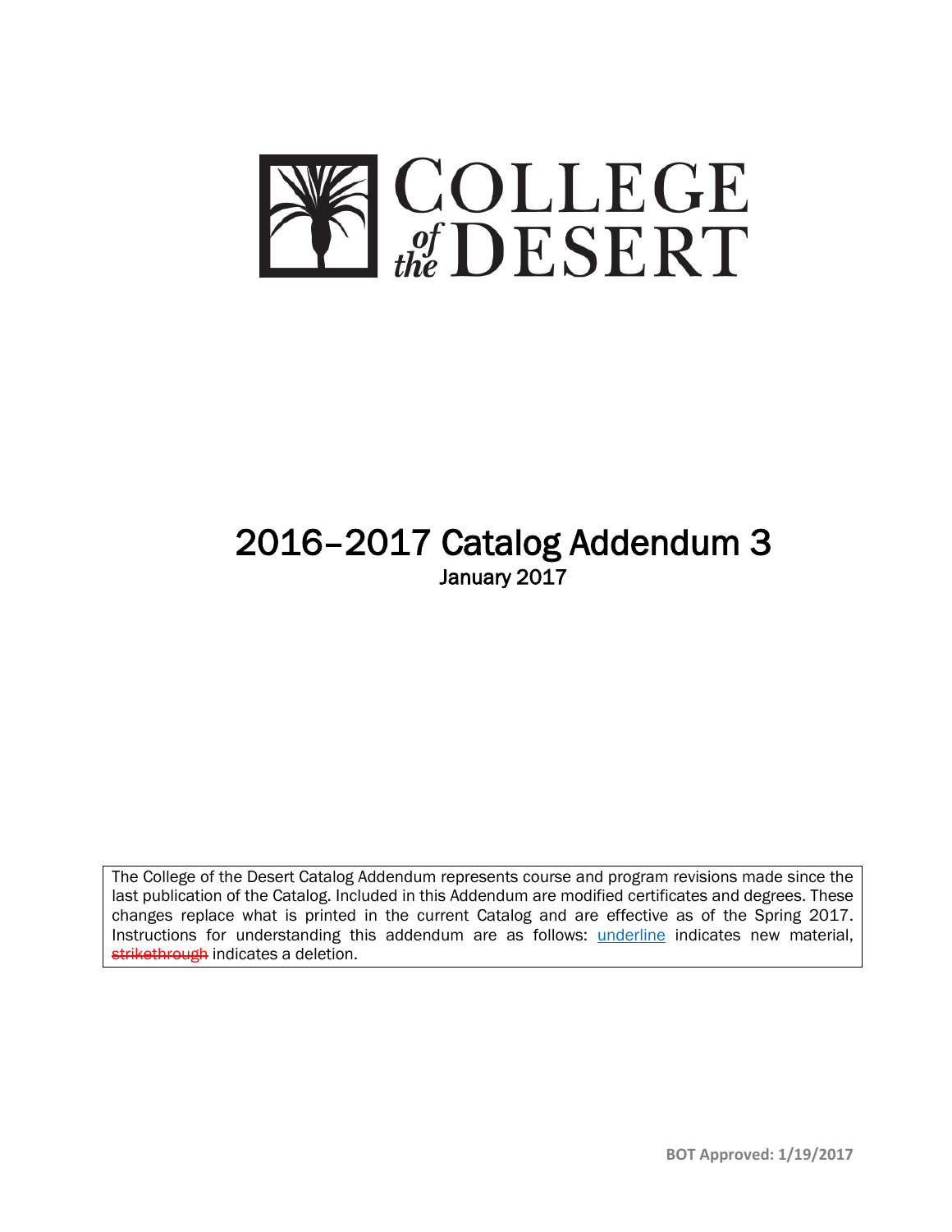# COLLEGE of the DESERT

# 2016–2017 Catalog Addendum 3

January 2017

The College of the Desert Catalog Addendum represents course and program revisions made since the last publication of the Catalog. Included in this Addendum are modified certificates and degrees. These changes replace what is printed in the current Catalog and are effective as of the Spring 2017. Instructions for understanding this addendum are as follows: underline indicates new material, ~~strikethrough~~ indicates a deletion.

**BOT Approved: 1/19/2017**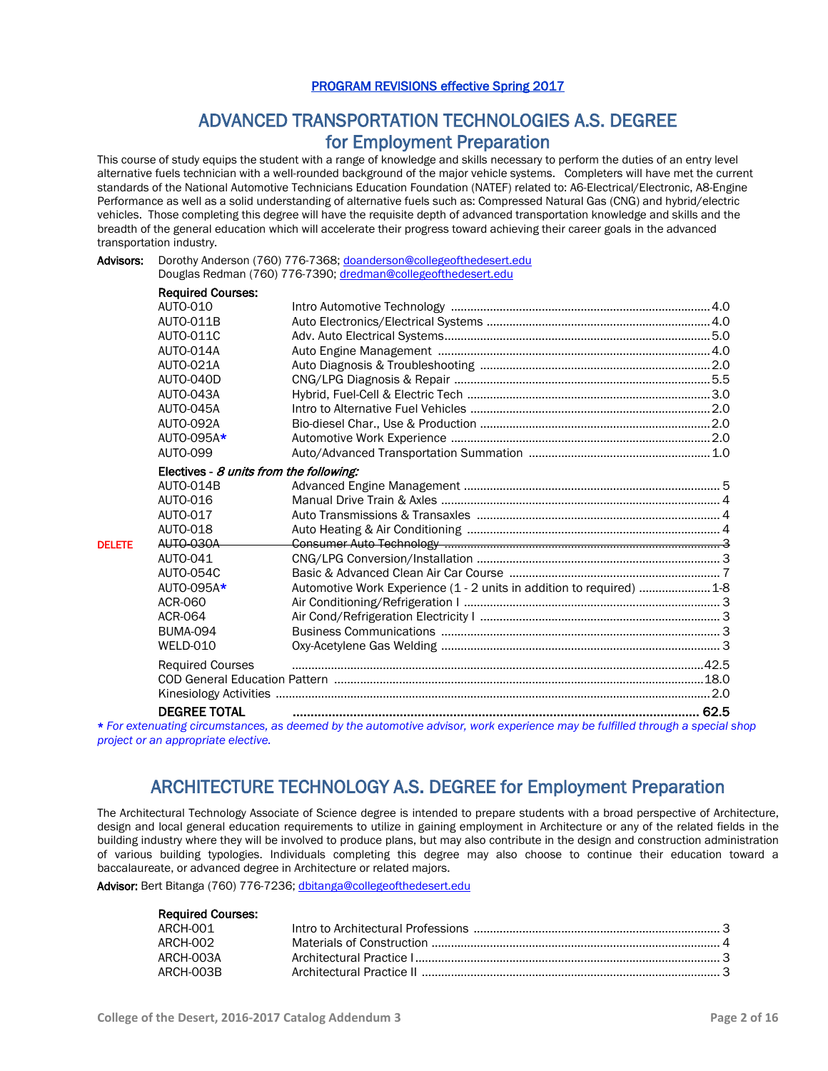[PROGRAM REVISIONS effective Spring 2017]

## ADVANCED TRANSPORTATION TECHNOLOGIES A.S. DEGREE for Employment Preparation

This course of study equips the student with a range of knowledge and skills necessary to perform the duties of an entry level alternative fuels technician with a well-rounded background of the major vehicle systems. Completers will have met the current standards of the National Automotive Technicians Education Foundation (NATEF) related to: A6-Electrical/Electronic, A8-Engine Performance as well as a solid understanding of alternative fuels such as: Compressed Natural Gas (CNG) and hybrid/electric vehicles. Those completing this degree will have the requisite depth of advanced transportation knowledge and skills and the breadth of the general education which will accelerate their progress toward achieving their career goals in the advanced transportation industry.

**Advisors:** Dorothy Anderson (760) 776-7368; doanderson@collegeofthedesert.edu
Douglas Redman (760) 776-7390; dredman@collegeofthedesert.edu

**Required Courses:**

| | | |
|---|---|---|
| AUTO-010 | Intro Automotive Technology | 4.0 |
| AUTO-011B | Auto Electronics/Electrical Systems | 4.0 |
| AUTO-011C | Adv. Auto Electrical Systems | 5.0 |
| AUTO-014A | Auto Engine Management | 4.0 |
| AUTO-021A | Auto Diagnosis & Troubleshooting | 2.0 |
| AUTO-040D | CNG/LPG Diagnosis & Repair | 5.5 |
| AUTO-043A | Hybrid, Fuel-Cell & Electric Tech | 3.0 |
| AUTO-045A | Intro to Alternative Fuel Vehicles | 2.0 |
| AUTO-092A | Bio-diesel Char., Use & Production | 2.0 |
| AUTO-095A* | Automotive Work Experience | 2.0 |
| AUTO-099 | Auto/Advanced Transportation Summation | 1.0 |

**Electives** - *8 units from the following:*

| | | | |
|---|---|---|---|
| | AUTO-014B | Advanced Engine Management | 5 |
| | AUTO-016 | Manual Drive Train & Axles | 4 |
| | AUTO-017 | Auto Transmissions & Transaxles | 4 |
| | AUTO-018 | Auto Heating & Air Conditioning | 4 |
| DELETE | ~~AUTO-030A~~ | ~~Consumer Auto Technology~~ | ~~3~~ |
| | AUTO-041 | CNG/LPG Conversion/Installation | 3 |
| | AUTO-054C | Basic & Advanced Clean Air Car Course | 7 |
| | AUTO-095A* | Automotive Work Experience (1 - 2 units in addition to required) | 1-8 |
| | ACR-060 | Air Conditioning/Refrigeration I | 3 |
| | ACR-064 | Air Cond/Refrigeration Electricity I | 3 |
| | BUMA-094 | Business Communications | 3 |
| | WELD-010 | Oxy-Acetylene Gas Welding | 3 |

| | |
|---|---|
| Required Courses | 42.5 |
| COD General Education Pattern | 18.0 |
| Kinesiology Activities | 2.0 |
| **DEGREE TOTAL** | **62.5** |

*\* For extenuating circumstances, as deemed by the automotive advisor, work experience may be fulfilled through a special shop project or an appropriate elective.*

## ARCHITECTURE TECHNOLOGY A.S. DEGREE for Employment Preparation

The Architectural Technology Associate of Science degree is intended to prepare students with a broad perspective of Architecture, design and local general education requirements to utilize in gaining employment in Architecture or any of the related fields in the building industry where they will be involved to produce plans, but may also contribute in the design and construction administration of various building typologies. Individuals completing this degree may also choose to continue their education toward a baccalaureate, or advanced degree in Architecture or related majors.

**Advisor:** Bert Bitanga (760) 776-7236; dbitanga@collegeofthedesert.edu

**Required Courses:**

| | | |
|---|---|---|
| ARCH-001 | Intro to Architectural Professions | 3 |
| ARCH-002 | Materials of Construction | 4 |
| ARCH-003A | Architectural Practice I | 3 |
| ARCH-003B | Architectural Practice II | 3 |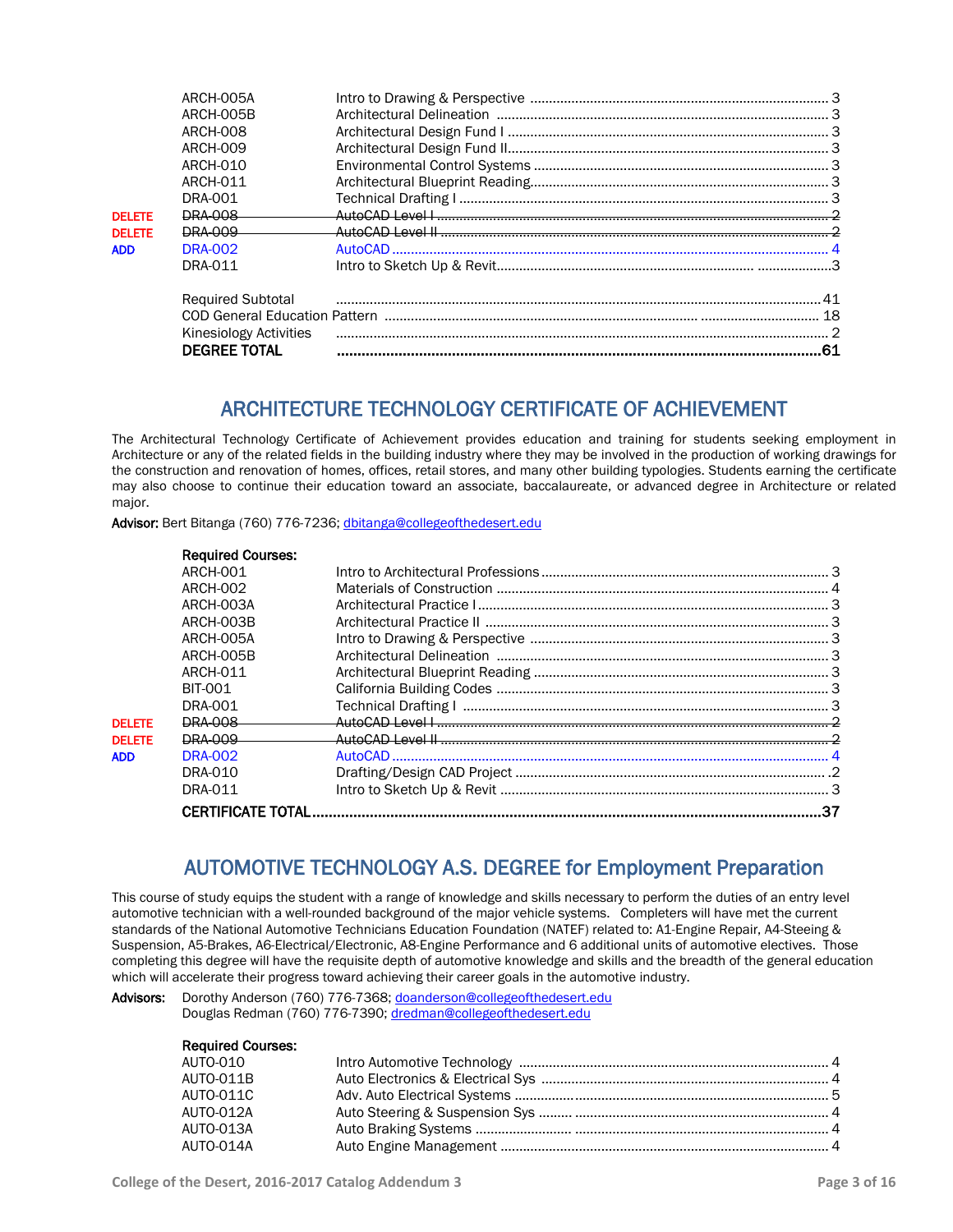| | | | |
|---|---|---|---|
| | ARCH-005A | Intro to Drawing & Perspective | 3 |
| | ARCH-005B | Architectural Delineation | 3 |
| | ARCH-008 | Architectural Design Fund I | 3 |
| | ARCH-009 | Architectural Design Fund II | 3 |
| | ARCH-010 | Environmental Control Systems | 3 |
| | ARCH-011 | Architectural Blueprint Reading | 3 |
| | DRA-001 | Technical Drafting I | 3 |
| DELETE | ~~DRA-008~~ | ~~AutoCAD Level I~~ | ~~2~~ |
| DELETE | ~~DRA-009~~ | ~~AutoCAD Level II~~ | ~~2~~ |
| ADD | DRA-002 | AutoCAD | 4 |
| | DRA-011 | Intro to Sketch Up & Revit | 3 |
| | Required Subtotal | | 41 |
| | COD General Education Pattern | | 18 |
| | Kinesiology Activities | | 2 |
| | **DEGREE TOTAL** | | **61** |

## ARCHITECTURE TECHNOLOGY CERTIFICATE OF ACHIEVEMENT

The Architectural Technology Certificate of Achievement provides education and training for students seeking employment in Architecture or any of the related fields in the building industry where they may be involved in the production of working drawings for the construction and renovation of homes, offices, retail stores, and many other building typologies. Students earning the certificate may also choose to continue their education toward an associate, baccalaureate, or advanced degree in Architecture or related major.

**Advisor:** Bert Bitanga (760) 776-7236; dbitanga@collegeofthedesert.edu

**Required Courses:**

| | | | |
|---|---|---|---|
| | ARCH-001 | Intro to Architectural Professions | 3 |
| | ARCH-002 | Materials of Construction | 4 |
| | ARCH-003A | Architectural Practice I | 3 |
| | ARCH-003B | Architectural Practice II | 3 |
| | ARCH-005A | Intro to Drawing & Perspective | 3 |
| | ARCH-005B | Architectural Delineation | 3 |
| | ARCH-011 | Architectural Blueprint Reading | 3 |
| | BIT-001 | California Building Codes | 3 |
| | DRA-001 | Technical Drafting I | 3 |
| DELETE | ~~DRA-008~~ | ~~AutoCAD Level I~~ | ~~2~~ |
| DELETE | ~~DRA-009~~ | ~~AutoCAD Level II~~ | ~~2~~ |
| ADD | DRA-002 | AutoCAD | 4 |
| | DRA-010 | Drafting/Design CAD Project | 2 |
| | DRA-011 | Intro to Sketch Up & Revit | 3 |
| | **CERTIFICATE TOTAL** | | **37** |

## AUTOMOTIVE TECHNOLOGY A.S. DEGREE for Employment Preparation

This course of study equips the student with a range of knowledge and skills necessary to perform the duties of an entry level automotive technician with a well-rounded background of the major vehicle systems. Completers will have met the current standards of the National Automotive Technicians Education Foundation (NATEF) related to: A1-Engine Repair, A4-Steeing & Suspension, A5-Brakes, A6-Electrical/Electronic, A8-Engine Performance and 6 additional units of automotive electives. Those completing this degree will have the requisite depth of automotive knowledge and skills and the breadth of the general education which will accelerate their progress toward achieving their career goals in the automotive industry.

**Advisors:** Dorothy Anderson (760) 776-7368; doanderson@collegeofthedesert.edu
Douglas Redman (760) 776-7390; dredman@collegeofthedesert.edu

**Required Courses:**

| | | |
|---|---|---|
| AUTO-010 | Intro Automotive Technology | 4 |
| AUTO-011B | Auto Electronics & Electrical Sys | 4 |
| AUTO-011C | Adv. Auto Electrical Systems | 5 |
| AUTO-012A | Auto Steering & Suspension Sys | 4 |
| AUTO-013A | Auto Braking Systems | 4 |
| AUTO-014A | Auto Engine Management | 4 |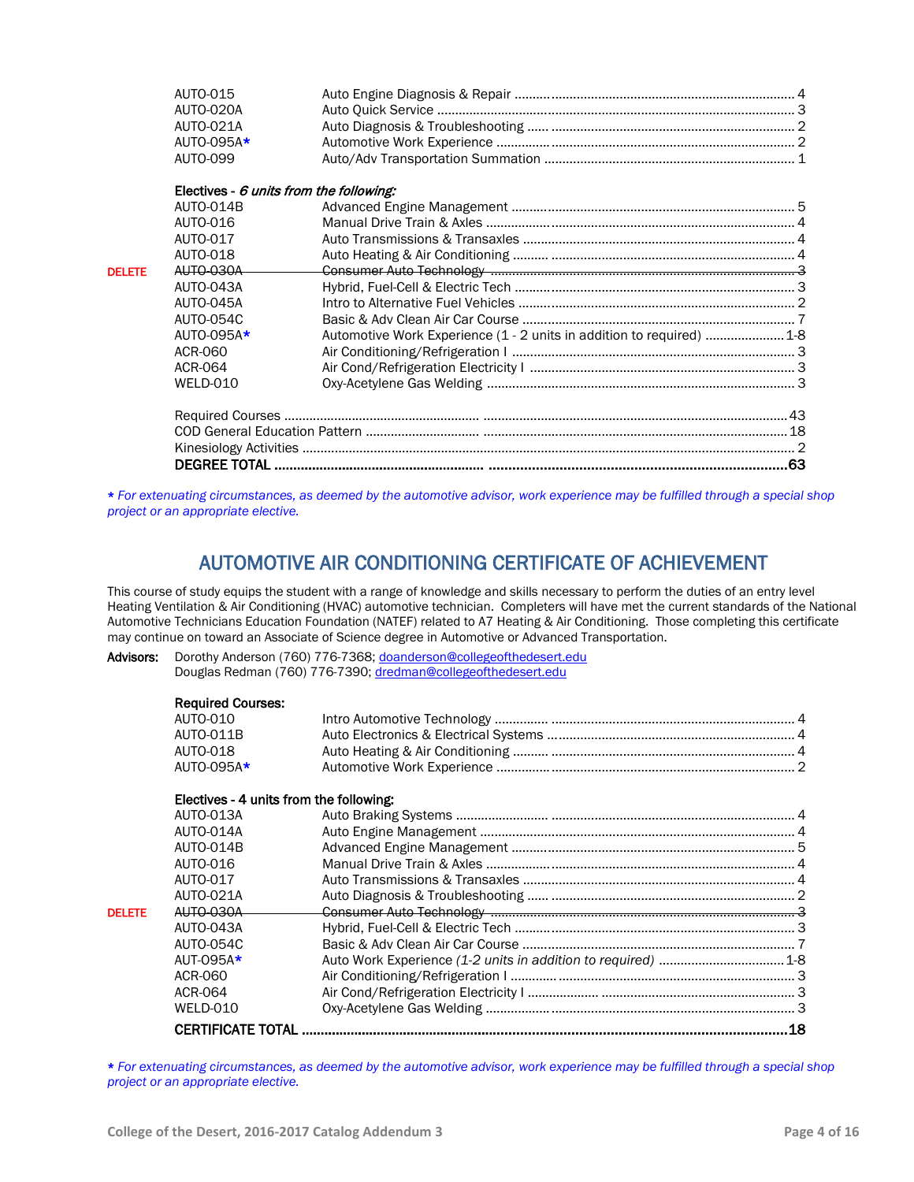| | | |
|---|---|---|
| AUTO-015 | Auto Engine Diagnosis & Repair | 4 |
| AUTO-020A | Auto Quick Service | 3 |
| AUTO-021A | Auto Diagnosis & Troubleshooting | 2 |
| AUTO-095A* | Automotive Work Experience | 2 |
| AUTO-099 | Auto/Adv Transportation Summation | 1 |

**Electives -** ***6 units from the following:***

| | | | |
|---|---|---|---|
| | AUTO-014B | Advanced Engine Management | 5 |
| | AUTO-016 | Manual Drive Train & Axles | 4 |
| | AUTO-017 | Auto Transmissions & Transaxles | 4 |
| | AUTO-018 | Auto Heating & Air Conditioning | 4 |
| DELETE | ~~AUTO-030A~~ | ~~Consumer Auto Technology~~ | ~~3~~ |
| | AUTO-043A | Hybrid, Fuel-Cell & Electric Tech | 3 |
| | AUTO-045A | Intro to Alternative Fuel Vehicles | 2 |
| | AUTO-054C | Basic & Adv Clean Air Car Course | 7 |
| | AUTO-095A* | Automotive Work Experience (1 - 2 units in addition to required) | 1-8 |
| | ACR-060 | Air Conditioning/Refrigeration I | 3 |
| | ACR-064 | Air Cond/Refrigeration Electricity I | 3 |
| | WELD-010 | Oxy-Acetylene Gas Welding | 3 |

| | |
|---|---|
| Required Courses | 43 |
| COD General Education Pattern | 18 |
| Kinesiology Activities | 2 |
| **DEGREE TOTAL** | **63** |

*\* For extenuating circumstances, as deemed by the automotive advisor, work experience may be fulfilled through a special shop project or an appropriate elective.*

## AUTOMOTIVE AIR CONDITIONING CERTIFICATE OF ACHIEVEMENT

This course of study equips the student with a range of knowledge and skills necessary to perform the duties of an entry level Heating Ventilation & Air Conditioning (HVAC) automotive technician. Completers will have met the current standards of the National Automotive Technicians Education Foundation (NATEF) related to A7 Heating & Air Conditioning. Those completing this certificate may continue on toward an Associate of Science degree in Automotive or Advanced Transportation.

**Advisors:** Dorothy Anderson (760) 776-7368; doanderson@collegeofthedesert.edu
Douglas Redman (760) 776-7390; dredman@collegeofthedesert.edu

**Required Courses:**

| | | |
|---|---|---|
| AUTO-010 | Intro Automotive Technology | 4 |
| AUTO-011B | Auto Electronics & Electrical Systems | 4 |
| AUTO-018 | Auto Heating & Air Conditioning | 4 |
| AUTO-095A* | Automotive Work Experience | 2 |

**Electives - 4 units from the following:**

| | | | |
|---|---|---|---|
| | AUTO-013A | Auto Braking Systems | 4 |
| | AUTO-014A | Auto Engine Management | 4 |
| | AUTO-014B | Advanced Engine Management | 5 |
| | AUTO-016 | Manual Drive Train & Axles | 4 |
| | AUTO-017 | Auto Transmissions & Transaxles | 4 |
| | AUTO-021A | Auto Diagnosis & Troubleshooting | 2 |
| DELETE | ~~AUTO-030A~~ | ~~Consumer Auto Technology~~ | ~~3~~ |
| | AUTO-043A | Hybrid, Fuel-Cell & Electric Tech | 3 |
| | AUTO-054C | Basic & Adv Clean Air Car Course | 7 |
| | AUT-095A* | Auto Work Experience *(1-2 units in addition to required)* | 1-8 |
| | ACR-060 | Air Conditioning/Refrigeration I | 3 |
| | ACR-064 | Air Cond/Refrigeration Electricity I | 3 |
| | WELD-010 | Oxy-Acetylene Gas Welding | 3 |

**CERTIFICATE TOTAL ........ 18**

*\* For extenuating circumstances, as deemed by the automotive advisor, work experience may be fulfilled through a special shop project or an appropriate elective.*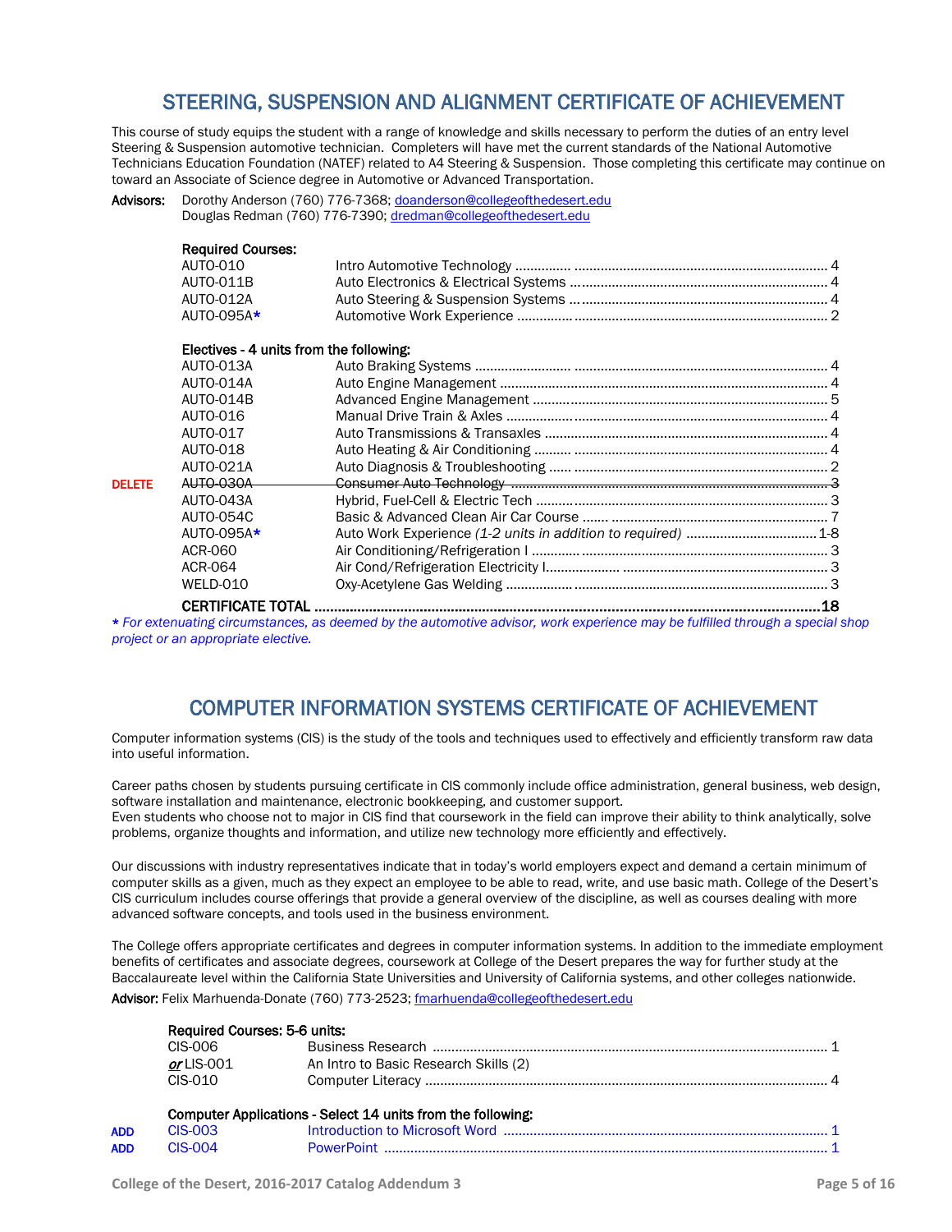## STEERING, SUSPENSION AND ALIGNMENT CERTIFICATE OF ACHIEVEMENT

This course of study equips the student with a range of knowledge and skills necessary to perform the duties of an entry level Steering & Suspension automotive technician. Completers will have met the current standards of the National Automotive Technicians Education Foundation (NATEF) related to A4 Steering & Suspension. Those completing this certificate may continue on toward an Associate of Science degree in Automotive or Advanced Transportation.

**Advisors:** Dorothy Anderson (760) 776-7368; doanderson@collegeofthedesert.edu
Douglas Redman (760) 776-7390; dredman@collegeofthedesert.edu

**Required Courses:**

| | Course | Title | Units |
|---|---|---|---|
| | AUTO-010 | Intro Automotive Technology | 4 |
| | AUTO-011B | Auto Electronics & Electrical Systems | 4 |
| | AUTO-012A | Auto Steering & Suspension Systems | 4 |
| | AUTO-095A* | Automotive Work Experience | 2 |

**Electives - 4 units from the following:**

| | Course | Title | Units |
|---|---|---|---|
| | AUTO-013A | Auto Braking Systems | 4 |
| | AUTO-014A | Auto Engine Management | 4 |
| | AUTO-014B | Advanced Engine Management | 5 |
| | AUTO-016 | Manual Drive Train & Axles | 4 |
| | AUTO-017 | Auto Transmissions & Transaxles | 4 |
| | AUTO-018 | Auto Heating & Air Conditioning | 4 |
| | AUTO-021A | Auto Diagnosis & Troubleshooting | 2 |
| DELETE | ~~AUTO-030A~~ | ~~Consumer Auto Technology~~ | ~~3~~ |
| | AUTO-043A | Hybrid, Fuel-Cell & Electric Tech | 3 |
| | AUTO-054C | Basic & Advanced Clean Air Car Course | 7 |
| | AUTO-095A* | Auto Work Experience *(1-2 units in addition to required)* | 1-8 |
| | ACR-060 | Air Conditioning/Refrigeration I | 3 |
| | ACR-064 | Air Cond/Refrigeration Electricity I | 3 |
| | WELD-010 | Oxy-Acetylene Gas Welding | 3 |

**CERTIFICATE TOTAL ............ 18**

*\* For extenuating circumstances, as deemed by the automotive advisor, work experience may be fulfilled through a special shop project or an appropriate elective.*

## COMPUTER INFORMATION SYSTEMS CERTIFICATE OF ACHIEVEMENT

Computer information systems (CIS) is the study of the tools and techniques used to effectively and efficiently transform raw data into useful information.

Career paths chosen by students pursuing certificate in CIS commonly include office administration, general business, web design, software installation and maintenance, electronic bookkeeping, and customer support.
Even students who choose not to major in CIS find that coursework in the field can improve their ability to think analytically, solve problems, organize thoughts and information, and utilize new technology more efficiently and effectively.

Our discussions with industry representatives indicate that in today's world employers expect and demand a certain minimum of computer skills as a given, much as they expect an employee to be able to read, write, and use basic math. College of the Desert's CIS curriculum includes course offerings that provide a general overview of the discipline, as well as courses dealing with more advanced software concepts, and tools used in the business environment.

The College offers appropriate certificates and degrees in computer information systems. In addition to the immediate employment benefits of certificates and associate degrees, coursework at College of the Desert prepares the way for further study at the Baccalaureate level within the California State Universities and University of California systems, and other colleges nationwide.

**Advisor:** Felix Marhuenda-Donate (760) 773-2523; fmarhuenda@collegeofthedesert.edu

**Required Courses: 5-6 units:**

| | Course | Title | Units |
|---|---|---|---|
| | CIS-006 | Business Research | 1 |
| | *or* LIS-001 | An Intro to Basic Research Skills (2) | |
| | CIS-010 | Computer Literacy | 4 |

**Computer Applications - Select 14 units from the following:**

| | Course | Title | Units |
|---|---|---|---|
| ADD | CIS-003 | Introduction to Microsoft Word | 1 |
| ADD | CIS-004 | PowerPoint | 1 |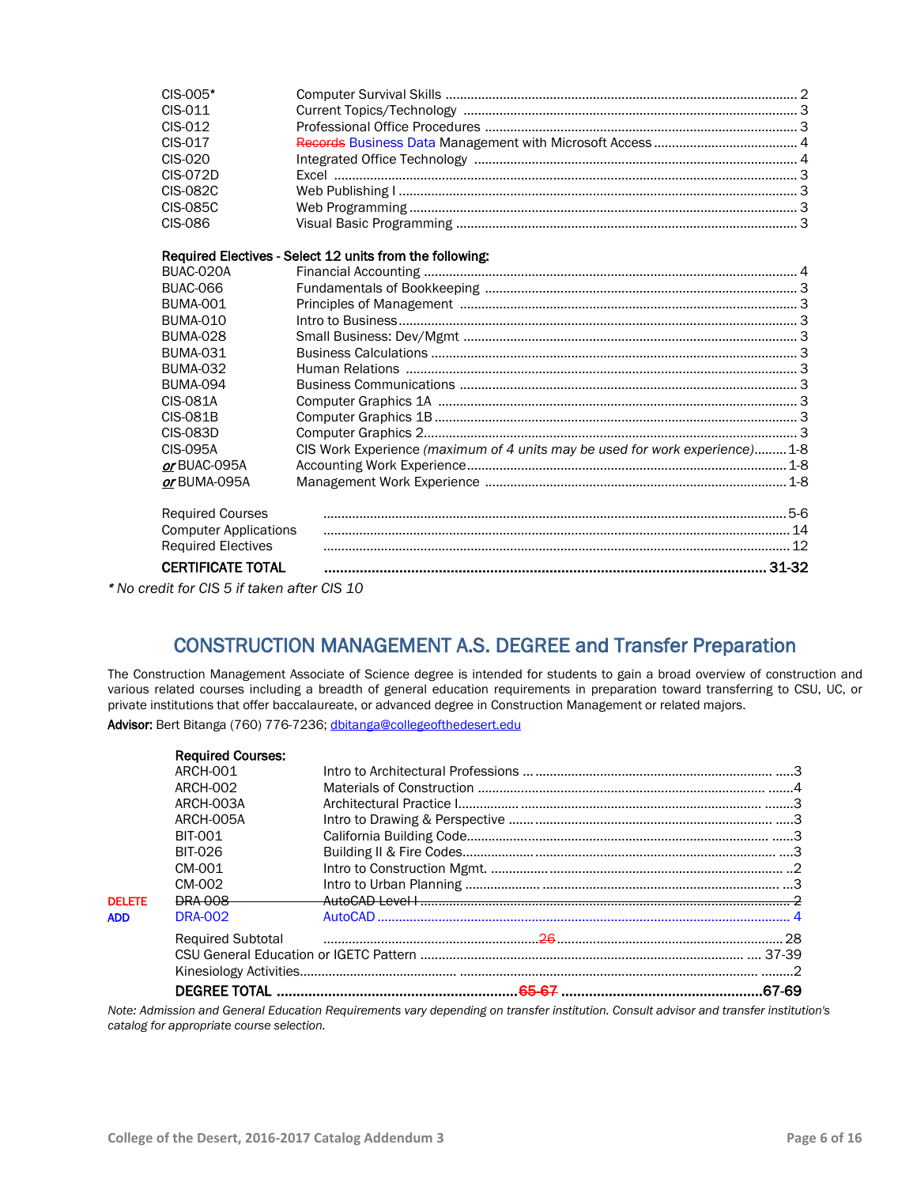| | | |
|---|---|---|
| CIS-005* | Computer Survival Skills | 2 |
| CIS-011 | Current Topics/Technology | 3 |
| CIS-012 | Professional Office Procedures | 3 |
| CIS-017 | ~~Records~~ Business Data Management with Microsoft Access | 4 |
| CIS-020 | Integrated Office Technology | 4 |
| CIS-072D | Excel | 3 |
| CIS-082C | Web Publishing I | 3 |
| CIS-085C | Web Programming | 3 |
| CIS-086 | Visual Basic Programming | 3 |

**Required Electives - Select 12 units from the following:**

| | | |
|---|---|---|
| BUAC-020A | Financial Accounting | 4 |
| BUAC-066 | Fundamentals of Bookkeeping | 3 |
| BUMA-001 | Principles of Management | 3 |
| BUMA-010 | Intro to Business | 3 |
| BUMA-028 | Small Business: Dev/Mgmt | 3 |
| BUMA-031 | Business Calculations | 3 |
| BUMA-032 | Human Relations | 3 |
| BUMA-094 | Business Communications | 3 |
| CIS-081A | Computer Graphics 1A | 3 |
| CIS-081B | Computer Graphics 1B | 3 |
| CIS-083D | Computer Graphics 2 | 3 |
| CIS-095A | CIS Work Experience *(maximum of 4 units may be used for work experience)* | 1-8 |
| ***or*** BUAC-095A | Accounting Work Experience | 1-8 |
| ***or*** BUMA-095A | Management Work Experience | 1-8 |

| | |
|---|---|
| Required Courses | 5-6 |
| Computer Applications | 14 |
| Required Electives | 12 |
| **CERTIFICATE TOTAL** | **31-32** |

*\* No credit for CIS 5 if taken after CIS 10*

## CONSTRUCTION MANAGEMENT A.S. DEGREE and Transfer Preparation

The Construction Management Associate of Science degree is intended for students to gain a broad overview of construction and various related courses including a breadth of general education requirements in preparation toward transferring to CSU, UC, or private institutions that offer baccalaureate, or advanced degree in Construction Management or related majors.

**Advisor:** Bert Bitanga (760) 776-7236; dbitanga@collegeofthedesert.edu

**Required Courses:**

| | | | |
|---|---|---|---|
| | ARCH-001 | Intro to Architectural Professions | 3 |
| | ARCH-002 | Materials of Construction | 4 |
| | ARCH-003A | Architectural Practice I | 3 |
| | ARCH-005A | Intro to Drawing & Perspective | 3 |
| | BIT-001 | California Building Code | 3 |
| | BIT-026 | Building II & Fire Codes | 3 |
| | CM-001 | Intro to Construction Mgmt. | 2 |
| | CM-002 | Intro to Urban Planning | 3 |
| DELETE | ~~DRA-008~~ | ~~AutoCAD Level I~~ | ~~2~~ |
| ADD | DRA-002 | AutoCAD | 4 |

| | |
|---|---|
| Required Subtotal | ~~26~~ 28 |
| CSU General Education or IGETC Pattern | 37-39 |
| Kinesiology Activities | 2 |
| **DEGREE TOTAL** | **~~65-67~~ 67-69** |

*Note: Admission and General Education Requirements vary depending on transfer institution. Consult advisor and transfer institution's catalog for appropriate course selection.*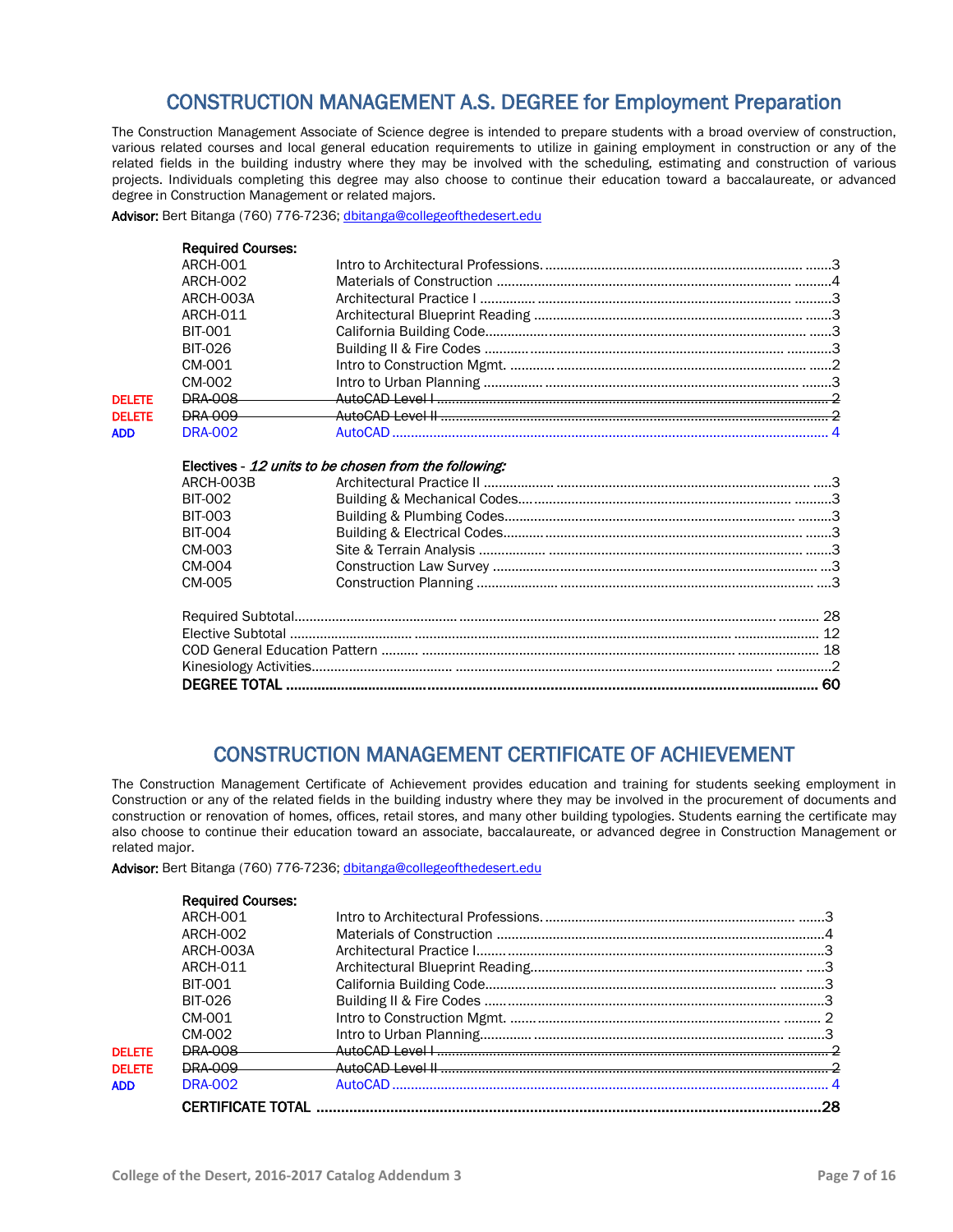## CONSTRUCTION MANAGEMENT A.S. DEGREE for Employment Preparation

The Construction Management Associate of Science degree is intended to prepare students with a broad overview of construction, various related courses and local general education requirements to utilize in gaining employment in construction or any of the related fields in the building industry where they may be involved with the scheduling, estimating and construction of various projects. Individuals completing this degree may also choose to continue their education toward a baccalaureate, or advanced degree in Construction Management or related majors.

**Advisor:** Bert Bitanga (760) 776-7236; dbitanga@collegeofthedesert.edu

**Required Courses:**

| | Course | Title | Units |
|---|---|---|---|
| | ARCH-001 | Intro to Architectural Professions | 3 |
| | ARCH-002 | Materials of Construction | 4 |
| | ARCH-003A | Architectural Practice I | 3 |
| | ARCH-011 | Architectural Blueprint Reading | 3 |
| | BIT-001 | California Building Code | 3 |
| | BIT-026 | Building II & Fire Codes | 3 |
| | CM-001 | Intro to Construction Mgmt. | 2 |
| | CM-002 | Intro to Urban Planning | 3 |
| DELETE | ~~DRA-008~~ | ~~AutoCAD Level I~~ | ~~2~~ |
| DELETE | ~~DRA-009~~ | ~~AutoCAD Level II~~ | ~~2~~ |
| ADD | DRA-002 | AutoCAD | 4 |

**Electives** - *12 units to be chosen from the following:*

| Course | Title | Units |
|---|---|---|
| ARCH-003B | Architectural Practice II | 3 |
| BIT-002 | Building & Mechanical Codes | 3 |
| BIT-003 | Building & Plumbing Codes | 3 |
| BIT-004 | Building & Electrical Codes | 3 |
| CM-003 | Site & Terrain Analysis | 3 |
| CM-004 | Construction Law Survey | 3 |
| CM-005 | Construction Planning | 3 |

| | Units |
|---|---|
| Required Subtotal | 28 |
| Elective Subtotal | 12 |
| COD General Education Pattern | 18 |
| Kinesiology Activities | 2 |
| **DEGREE TOTAL** | **60** |

## CONSTRUCTION MANAGEMENT CERTIFICATE OF ACHIEVEMENT

The Construction Management Certificate of Achievement provides education and training for students seeking employment in Construction or any of the related fields in the building industry where they may be involved in the procurement of documents and construction or renovation of homes, offices, retail stores, and many other building typologies. Students earning the certificate may also choose to continue their education toward an associate, baccalaureate, or advanced degree in Construction Management or related major.

**Advisor:** Bert Bitanga (760) 776-7236; dbitanga@collegeofthedesert.edu

**Required Courses:**

| | Course | Title | Units |
|---|---|---|---|
| | ARCH-001 | Intro to Architectural Professions | 3 |
| | ARCH-002 | Materials of Construction | 4 |
| | ARCH-003A | Architectural Practice I | 3 |
| | ARCH-011 | Architectural Blueprint Reading | 3 |
| | BIT-001 | California Building Code | 3 |
| | BIT-026 | Building II & Fire Codes | 3 |
| | CM-001 | Intro to Construction Mgmt. | 2 |
| | CM-002 | Intro to Urban Planning | 3 |
| DELETE | ~~DRA-008~~ | ~~AutoCAD Level I~~ | ~~2~~ |
| DELETE | ~~DRA-009~~ | ~~AutoCAD Level II~~ | ~~2~~ |
| ADD | DRA-002 | AutoCAD | 4 |
| | **CERTIFICATE TOTAL** | | **28** |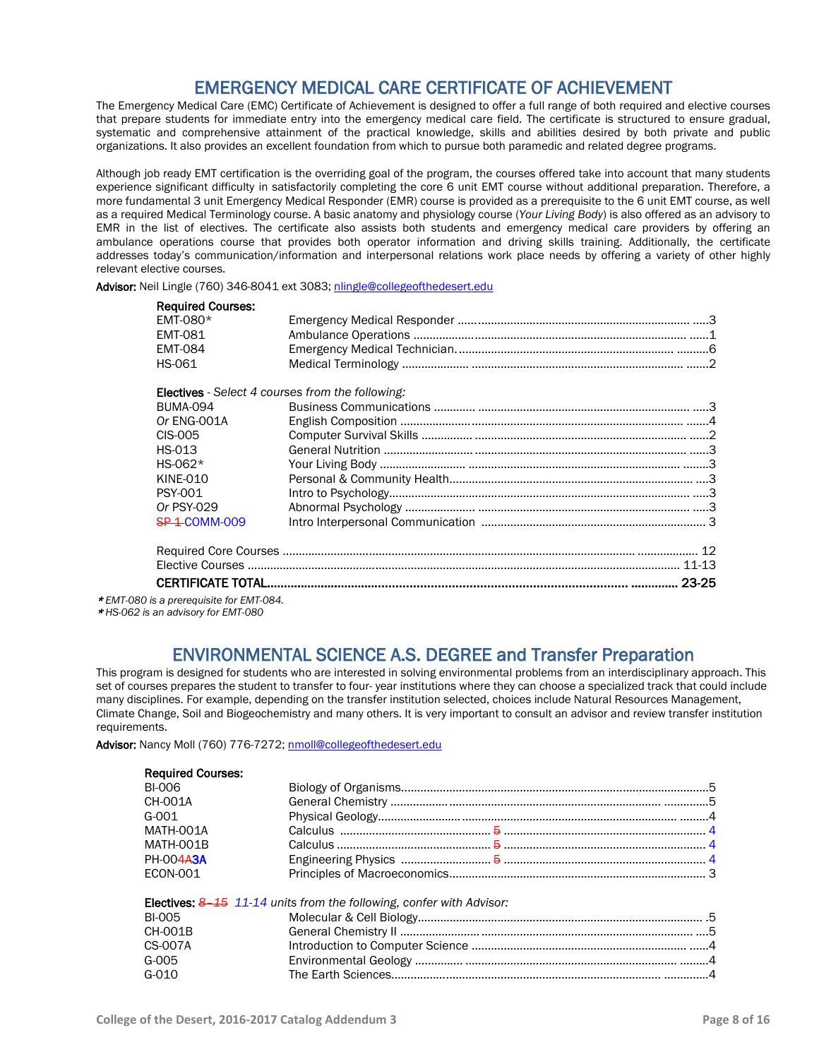## EMERGENCY MEDICAL CARE CERTIFICATE OF ACHIEVEMENT

The Emergency Medical Care (EMC) Certificate of Achievement is designed to offer a full range of both required and elective courses that prepare students for immediate entry into the emergency medical care field. The certificate is structured to ensure gradual, systematic and comprehensive attainment of the practical knowledge, skills and abilities desired by both private and public organizations. It also provides an excellent foundation from which to pursue both paramedic and related degree programs.

Although job ready EMT certification is the overriding goal of the program, the courses offered take into account that many students experience significant difficulty in satisfactorily completing the core 6 unit EMT course without additional preparation. Therefore, a more fundamental 3 unit Emergency Medical Responder (EMR) course is provided as a prerequisite to the 6 unit EMT course, as well as a required Medical Terminology course. A basic anatomy and physiology course (*Your Living Body*) is also offered as an advisory to EMR in the list of electives. The certificate also assists both students and emergency medical care providers by offering an ambulance operations course that provides both operator information and driving skills training. Additionally, the certificate addresses today's communication/information and interpersonal relations work place needs by offering a variety of other highly relevant elective courses.

**Advisor:** Neil Lingle (760) 346-8041 ext 3083; nlingle@collegeofthedesert.edu

**Required Courses:**

| Course | Title | Units |
|---|---|---|
| EMT-080* | Emergency Medical Responder | 3 |
| EMT-081 | Ambulance Operations | 1 |
| EMT-084 | Emergency Medical Technician. | 6 |
| HS-061 | Medical Terminology | 2 |

**Electives** - *Select 4 courses from the following:*

| Course | Title | Units |
|---|---|---|
| BUMA-094 | Business Communications | 3 |
| *Or* ENG-001A | English Composition | 4 |
| CIS-005 | Computer Survival Skills | 2 |
| HS-013 | General Nutrition | 3 |
| HS-062* | Your Living Body | 3 |
| KINE-010 | Personal & Community Health | 3 |
| PSY-001 | Intro to Psychology | 3 |
| *Or* PSY-029 | Abnormal Psychology | 3 |
| ~~SP 1~~ COMM-009 | Intro Interpersonal Communication | 3 |

| | |
|---|---|
| Required Core Courses | 12 |
| Elective Courses | 11-13 |
| **CERTIFICATE TOTAL** | **23-25** |

*\*EMT-080 is a prerequisite for EMT-084.*
*\*HS-062 is an advisory for EMT-080*

## ENVIRONMENTAL SCIENCE A.S. DEGREE and Transfer Preparation

This program is designed for students who are interested in solving environmental problems from an interdisciplinary approach. This set of courses prepares the student to transfer to four- year institutions where they can choose a specialized track that could include many disciplines. For example, depending on the transfer institution selected, choices include Natural Resources Management, Climate Change, Soil and Biogeochemistry and many others. It is very important to consult an advisor and review transfer institution requirements.

**Advisor:** Nancy Moll (760) 776-7272; nmoll@collegeofthedesert.edu

**Required Courses:**

| Course | Title | Units |
|---|---|---|
| BI-006 | Biology of Organisms | 5 |
| CH-001A | General Chemistry | 5 |
| G-001 | Physical Geology | 4 |
| MATH-001A | Calculus | ~~5~~ 4 |
| MATH-001B | Calculus | ~~5~~ 4 |
| PH-004~~A~~3A | Engineering Physics | ~~5~~ 4 |
| ECON-001 | Principles of Macroeconomics | 3 |

**Electives:** *~~8–15~~ 11-14 units from the following, confer with Advisor:*

| Course | Title | Units |
|---|---|---|
| BI-005 | Molecular & Cell Biology | 5 |
| CH-001B | General Chemistry II | 5 |
| CS-007A | Introduction to Computer Science | 4 |
| G-005 | Environmental Geology | 4 |
| G-010 | The Earth Sciences | 4 |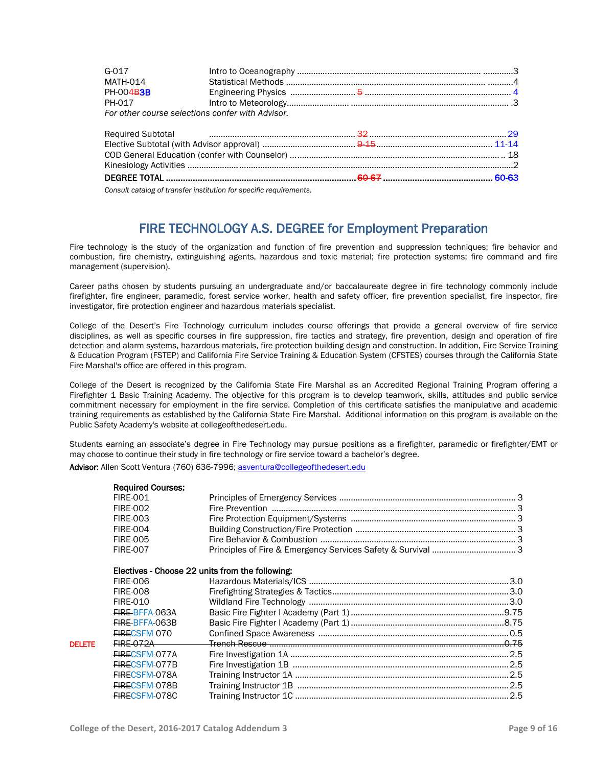| | | |
|---|---|---|
| G-017 | Intro to Oceanography | 3 |
| MATH-014 | Statistical Methods | 4 |
| PH-004~~B~~3B | Engineering Physics | ~~5~~ 4 |
| PH-017 | Intro to Meteorology | 3 |

*For other course selections confer with Advisor.*

| | |
|---|---|
| Required Subtotal | ~~32~~ 29 |
| Elective Subtotal (with Advisor approval) | ~~9-15~~ 11-14 |
| COD General Education (confer with Counselor) | 18 |
| Kinesiology Activities | 2 |
| **DEGREE TOTAL** | **~~60-67~~ 60-63** |

*Consult catalog of transfer institution for specific requirements.*

## FIRE TECHNOLOGY A.S. DEGREE for Employment Preparation

Fire technology is the study of the organization and function of fire prevention and suppression techniques; fire behavior and combustion, fire chemistry, extinguishing agents, hazardous and toxic material; fire protection systems; fire command and fire management (supervision).

Career paths chosen by students pursuing an undergraduate and/or baccalaureate degree in fire technology commonly include firefighter, fire engineer, paramedic, forest service worker, health and safety officer, fire prevention specialist, fire inspector, fire investigator, fire protection engineer and hazardous materials specialist.

College of the Desert's Fire Technology curriculum includes course offerings that provide a general overview of fire service disciplines, as well as specific courses in fire suppression, fire tactics and strategy, fire prevention, design and operation of fire detection and alarm systems, hazardous materials, fire protection building design and construction. In addition, Fire Service Training & Education Program (FSTEP) and California Fire Service Training & Education System (CFSTES) courses through the California State Fire Marshal's office are offered in this program.

College of the Desert is recognized by the California State Fire Marshal as an Accredited Regional Training Program offering a Firefighter 1 Basic Training Academy. The objective for this program is to develop teamwork, skills, attitudes and public service commitment necessary for employment in the fire service. Completion of this certificate satisfies the manipulative and academic training requirements as established by the California State Fire Marshal. Additional information on this program is available on the Public Safety Academy's website at collegeofthedesert.edu.

Students earning an associate's degree in Fire Technology may pursue positions as a firefighter, paramedic or firefighter/EMT or may choose to continue their study in fire technology or fire service toward a bachelor's degree.

**Advisor:** Allen Scott Ventura (760) 636-7996; asventura@collegeofthedesert.edu

**Required Courses:**

| | | |
|---|---|---|
| FIRE-001 | Principles of Emergency Services | 3 |
| FIRE-002 | Fire Prevention | 3 |
| FIRE-003 | Fire Protection Equipment/Systems | 3 |
| FIRE-004 | Building Construction/Fire Protection | 3 |
| FIRE-005 | Fire Behavior & Combustion | 3 |
| FIRE-007 | Principles of Fire & Emergency Services Safety & Survival | 3 |

**Electives - Choose 22 units from the following:**

| | | | |
|---|---|---|---|
| | FIRE-006 | Hazardous Materials/ICS | 3.0 |
| | FIRE-008 | Firefighting Strategies & Tactics | 3.0 |
| | FIRE-010 | Wildland Fire Technology | 3.0 |
| | ~~FIRE~~ BFFA-063A | Basic Fire Fighter I Academy (Part 1) | 9.75 |
| | ~~FIRE~~ BFFA-063B | Basic Fire Fighter I Academy (Part 1) | 8.75 |
| | ~~FIRE~~CSFM-070 | Confined Space-Awareness | 0.5 |
| DELETE | ~~FIRE-072A~~ | ~~Trench Rescue~~ | ~~0.75~~ |
| | ~~FIRE~~CSFM-077A | Fire Investigation 1A | 2.5 |
| | ~~FIRE~~CSFM-077B | Fire Investigation 1B | 2.5 |
| | ~~FIRE~~CSFM-078A | Training Instructor 1A | 2.5 |
| | ~~FIRE~~CSFM-078B | Training Instructor 1B | 2.5 |
| | ~~FIRE~~CSFM-078C | Training Instructor 1C | 2.5 |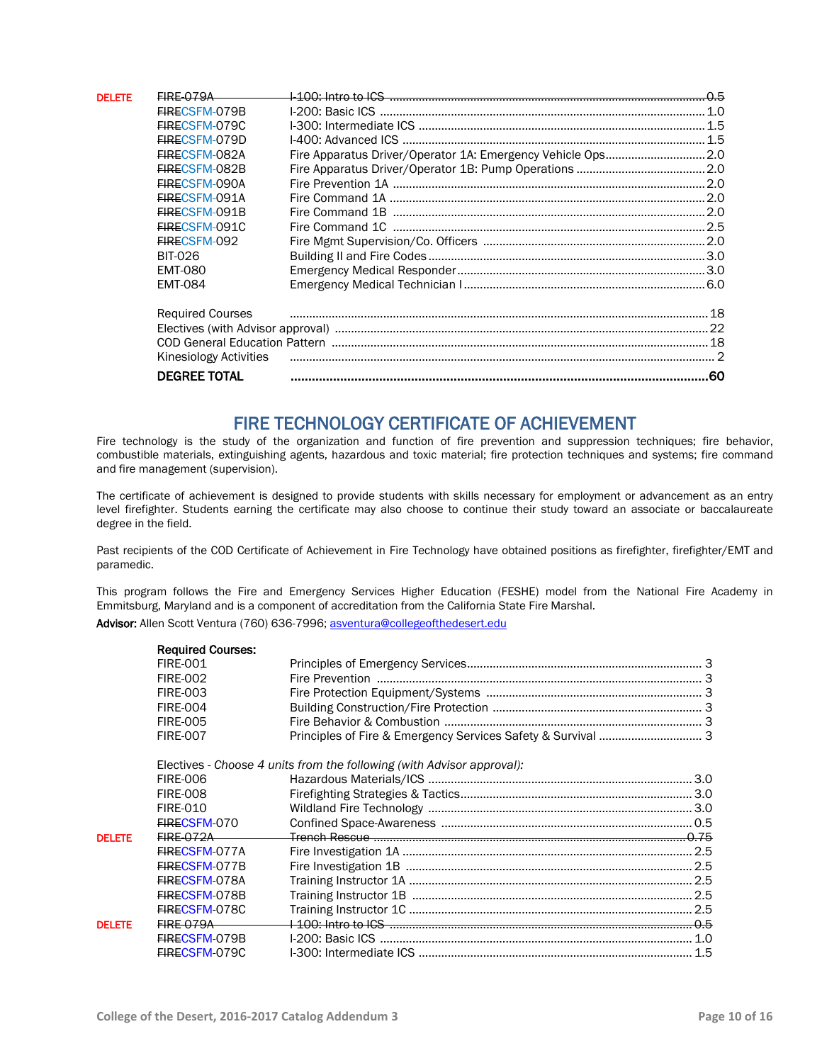| | | | |
|---|---|---|---|
| DELETE | ~~FIRE-079A~~ | ~~I-100: Intro to ICS~~ | ~~0.5~~ |
| | ~~FIRE~~CSFM-079B | I-200: Basic ICS | 1.0 |
| | ~~FIRE~~CSFM-079C | I-300: Intermediate ICS | 1.5 |
| | ~~FIRE~~CSFM-079D | I-400: Advanced ICS | 1.5 |
| | ~~FIRE~~CSFM-082A | Fire Apparatus Driver/Operator 1A: Emergency Vehicle Ops | 2.0 |
| | ~~FIRE~~CSFM-082B | Fire Apparatus Driver/Operator 1B: Pump Operations | 2.0 |
| | ~~FIRE~~CSFM-090A | Fire Prevention 1A | 2.0 |
| | ~~FIRE~~CSFM-091A | Fire Command 1A | 2.0 |
| | ~~FIRE~~CSFM-091B | Fire Command 1B | 2.0 |
| | ~~FIRE~~CSFM-091C | Fire Command 1C | 2.5 |
| | ~~FIRE~~CSFM-092 | Fire Mgmt Supervision/Co. Officers | 2.0 |
| | BIT-026 | Building II and Fire Codes | 3.0 |
| | EMT-080 | Emergency Medical Responder | 3.0 |
| | EMT-084 | Emergency Medical Technician I | 6.0 |

| | |
|---|---|
| Required Courses | 18 |
| Electives (with Advisor approval) | 22 |
| COD General Education Pattern | 18 |
| Kinesiology Activities | 2 |
| **DEGREE TOTAL** | **60** |

## FIRE TECHNOLOGY CERTIFICATE OF ACHIEVEMENT

Fire technology is the study of the organization and function of fire prevention and suppression techniques; fire behavior, combustible materials, extinguishing agents, hazardous and toxic material; fire protection techniques and systems; fire command and fire management (supervision).

The certificate of achievement is designed to provide students with skills necessary for employment or advancement as an entry level firefighter. Students earning the certificate may also choose to continue their study toward an associate or baccalaureate degree in the field.

Past recipients of the COD Certificate of Achievement in Fire Technology have obtained positions as firefighter, firefighter/EMT and paramedic.

This program follows the Fire and Emergency Services Higher Education (FESHE) model from the National Fire Academy in Emmitsburg, Maryland and is a component of accreditation from the California State Fire Marshal.

**Advisor:** Allen Scott Ventura (760) 636-7996; asventura@collegeofthedesert.edu

**Required Courses:**

| | | |
|---|---|---|
| FIRE-001 | Principles of Emergency Services | 3 |
| FIRE-002 | Fire Prevention | 3 |
| FIRE-003 | Fire Protection Equipment/Systems | 3 |
| FIRE-004 | Building Construction/Fire Protection | 3 |
| FIRE-005 | Fire Behavior & Combustion | 3 |
| FIRE-007 | Principles of Fire & Emergency Services Safety & Survival | 3 |

Electives - *Choose 4 units from the following (with Advisor approval):*

| | | | |
|---|---|---|---|
| | FIRE-006 | Hazardous Materials/ICS | 3.0 |
| | FIRE-008 | Firefighting Strategies & Tactics | 3.0 |
| | FIRE-010 | Wildland Fire Technology | 3.0 |
| | ~~FIRE~~CSFM-070 | Confined Space-Awareness | 0.5 |
| DELETE | ~~FIRE-072A~~ | ~~Trench Rescue~~ | ~~0.75~~ |
| | ~~FIRE~~CSFM-077A | Fire Investigation 1A | 2.5 |
| | ~~FIRE~~CSFM-077B | Fire Investigation 1B | 2.5 |
| | ~~FIRE~~CSFM-078A | Training Instructor 1A | 2.5 |
| | ~~FIRE~~CSFM-078B | Training Instructor 1B | 2.5 |
| | ~~FIRE~~CSFM-078C | Training Instructor 1C | 2.5 |
| DELETE | ~~FIRE 079A~~ | ~~I-100: Intro to ICS~~ | ~~0.5~~ |
| | ~~FIRE~~CSFM-079B | I-200: Basic ICS | 1.0 |
| | ~~FIRE~~CSFM-079C | I-300: Intermediate ICS | 1.5 |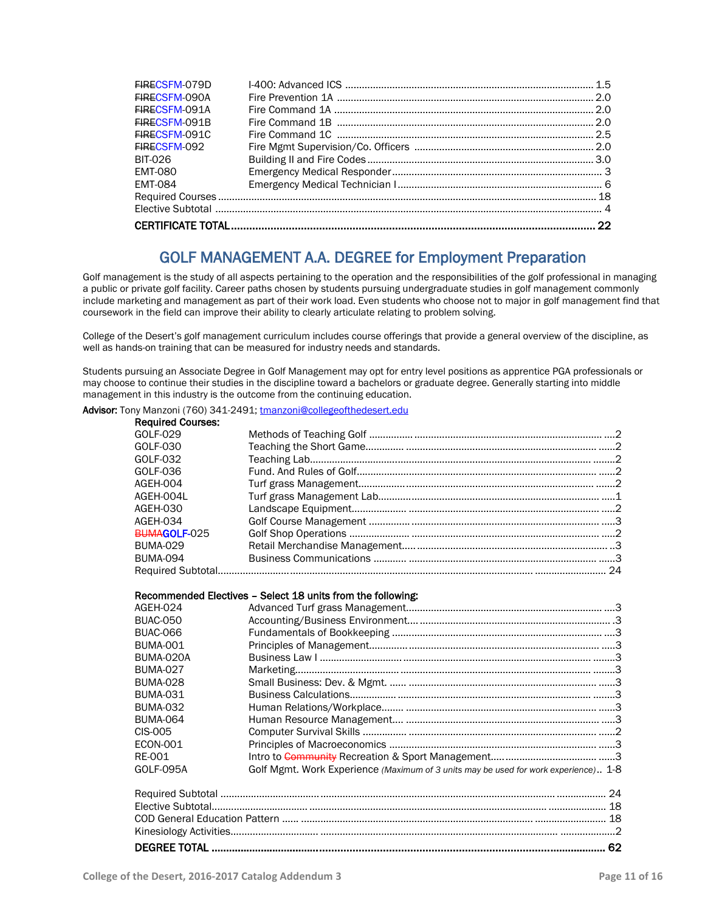| | | |
|---|---|---|
| ~~FIRE~~CSFM-079D | I-400: Advanced ICS | 1.5 |
| ~~FIRE~~CSFM-090A | Fire Prevention 1A | 2.0 |
| ~~FIRE~~CSFM-091A | Fire Command 1A | 2.0 |
| ~~FIRE~~CSFM-091B | Fire Command 1B | 2.0 |
| ~~FIRE~~CSFM-091C | Fire Command 1C | 2.5 |
| ~~FIRE~~CSFM-092 | Fire Mgmt Supervision/Co. Officers | 2.0 |
| BIT-026 | Building II and Fire Codes | 3.0 |
| EMT-080 | Emergency Medical Responder | 3 |
| EMT-084 | Emergency Medical Technician I | 6 |
| Required Courses | | 18 |
| Elective Subtotal | | 4 |
| **CERTIFICATE TOTAL** | | **22** |

## GOLF MANAGEMENT A.A. DEGREE for Employment Preparation

Golf management is the study of all aspects pertaining to the operation and the responsibilities of the golf professional in managing a public or private golf facility. Career paths chosen by students pursuing undergraduate studies in golf management commonly include marketing and management as part of their work load. Even students who choose not to major in golf management find that coursework in the field can improve their ability to clearly articulate relating to problem solving.

College of the Desert's golf management curriculum includes course offerings that provide a general overview of the discipline, as well as hands-on training that can be measured for industry needs and standards.

Students pursuing an Associate Degree in Golf Management may opt for entry level positions as apprentice PGA professionals or may choose to continue their studies in the discipline toward a bachelors or graduate degree. Generally starting into middle management in this industry is the outcome from the continuing education.

**Advisor:** Tony Manzoni (760) 341-2491; tmanzoni@collegeofthedesert.edu

**Required Courses:**

| | | |
|---|---|---|
| GOLF-029 | Methods of Teaching Golf | 2 |
| GOLF-030 | Teaching the Short Game | 2 |
| GOLF-032 | Teaching Lab | 2 |
| GOLF-036 | Fund. And Rules of Golf | 2 |
| AGEH-004 | Turf grass Management | 2 |
| AGEH-004L | Turf grass Management Lab | 1 |
| AGEH-030 | Landscape Equipment | 2 |
| AGEH-034 | Golf Course Management | 3 |
| ~~BUMA~~**GOLF**-025 | Golf Shop Operations | 2 |
| BUMA-029 | Retail Merchandise Management | 3 |
| BUMA-094 | Business Communications | 3 |
| Required Subtotal | | 24 |

**Recommended Electives – Select 18 units from the following:**

| | | |
|---|---|---|
| AGEH-024 | Advanced Turf grass Management | 3 |
| BUAC-050 | Accounting/Business Environment | 3 |
| BUAC-066 | Fundamentals of Bookkeeping | 3 |
| BUMA-001 | Principles of Management | 3 |
| BUMA-020A | Business Law I | 3 |
| BUMA-027 | Marketing | 3 |
| BUMA-028 | Small Business: Dev. & Mgmt. | 3 |
| BUMA-031 | Business Calculations | 3 |
| BUMA-032 | Human Relations/Workplace | 3 |
| BUMA-064 | Human Resource Management | 3 |
| CIS-005 | Computer Survival Skills | 2 |
| ECON-001 | Principles of Macroeconomics | 3 |
| RE-001 | Intro to ~~Community~~ Recreation & Sport Management | 3 |
| GOLF-095A | Golf Mgmt. Work Experience *(Maximum of 3 units may be used for work experience)* | 1-8 |

| | |
|---|---|
| Required Subtotal | 24 |
| Elective Subtotal | 18 |
| COD General Education Pattern | 18 |
| Kinesiology Activities | 2 |
| **DEGREE TOTAL** | **62** |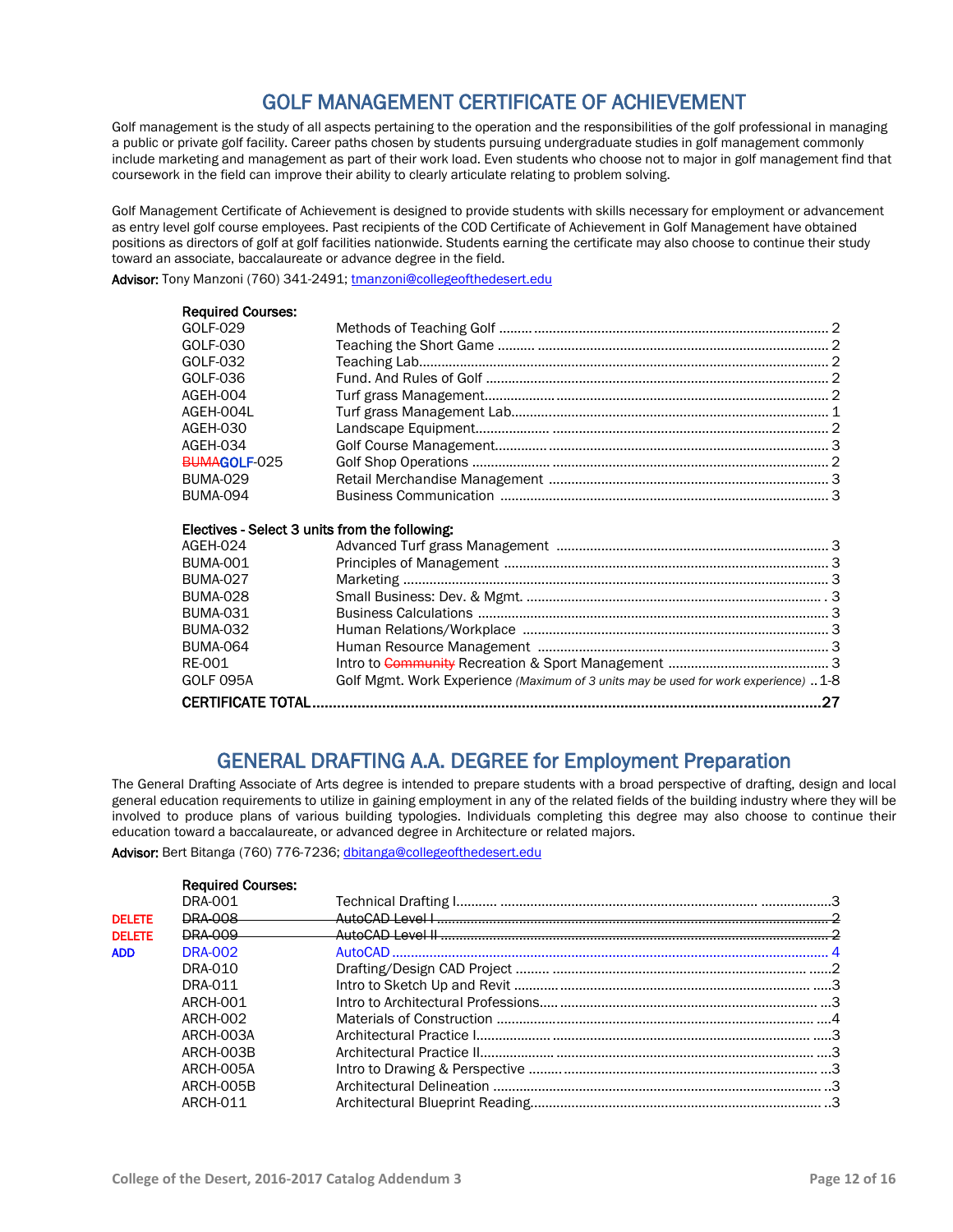# GOLF MANAGEMENT CERTIFICATE OF ACHIEVEMENT

Golf management is the study of all aspects pertaining to the operation and the responsibilities of the golf professional in managing a public or private golf facility. Career paths chosen by students pursuing undergraduate studies in golf management commonly include marketing and management as part of their work load. Even students who choose not to major in golf management find that coursework in the field can improve their ability to clearly articulate relating to problem solving.

Golf Management Certificate of Achievement is designed to provide students with skills necessary for employment or advancement as entry level golf course employees. Past recipients of the COD Certificate of Achievement in Golf Management have obtained positions as directors of golf at golf facilities nationwide. Students earning the certificate may also choose to continue their study toward an associate, baccalaureate or advance degree in the field.

**Advisor:** Tony Manzoni (760) 341-2491; tmanzoni@collegeofthedesert.edu

**Required Courses:**

| Course | Title | Units |
|---|---|---|
| GOLF-029 | Methods of Teaching Golf | 2 |
| GOLF-030 | Teaching the Short Game | 2 |
| GOLF-032 | Teaching Lab | 2 |
| GOLF-036 | Fund. And Rules of Golf | 2 |
| AGEH-004 | Turf grass Management | 2 |
| AGEH-004L | Turf grass Management Lab | 1 |
| AGEH-030 | Landscape Equipment | 2 |
| AGEH-034 | Golf Course Management | 3 |
| ~~BUMA~~GOLF-025 | Golf Shop Operations | 2 |
| BUMA-029 | Retail Merchandise Management | 3 |
| BUMA-094 | Business Communication | 3 |

**Electives - Select 3 units from the following:**

| Course | Title | Units |
|---|---|---|
| AGEH-024 | Advanced Turf grass Management | 3 |
| BUMA-001 | Principles of Management | 3 |
| BUMA-027 | Marketing | 3 |
| BUMA-028 | Small Business: Dev. & Mgmt. | 3 |
| BUMA-031 | Business Calculations | 3 |
| BUMA-032 | Human Relations/Workplace | 3 |
| BUMA-064 | Human Resource Management | 3 |
| RE-001 | Intro to ~~Community~~ Recreation & Sport Management | 3 |
| GOLF 095A | Golf Mgmt. Work Experience *(Maximum of 3 units may be used for work experience)* | 1-8 |

**CERTIFICATE TOTAL ............ 27**

# GENERAL DRAFTING A.A. DEGREE for Employment Preparation

The General Drafting Associate of Arts degree is intended to prepare students with a broad perspective of drafting, design and local general education requirements to utilize in gaining employment in any of the related fields of the building industry where they will be involved to produce plans of various building typologies. Individuals completing this degree may also choose to continue their education toward a baccalaureate, or advanced degree in Architecture or related majors.

**Advisor:** Bert Bitanga (760) 776-7236; dbitanga@collegeofthedesert.edu

**Required Courses:**

| | Course | Title | Units |
|---|---|---|---|
| | DRA-001 | Technical Drafting I | 3 |
| DELETE | ~~DRA-008~~ | ~~AutoCAD Level I~~ | ~~2~~ |
| DELETE | ~~DRA-009~~ | ~~AutoCAD Level II~~ | ~~2~~ |
| ADD | DRA-002 | AutoCAD | 4 |
| | DRA-010 | Drafting/Design CAD Project | 2 |
| | DRA-011 | Intro to Sketch Up and Revit | 3 |
| | ARCH-001 | Intro to Architectural Professions | 3 |
| | ARCH-002 | Materials of Construction | 4 |
| | ARCH-003A | Architectural Practice I | 3 |
| | ARCH-003B | Architectural Practice II | 3 |
| | ARCH-005A | Intro to Drawing & Perspective | 3 |
| | ARCH-005B | Architectural Delineation | 3 |
| | ARCH-011 | Architectural Blueprint Reading | 3 |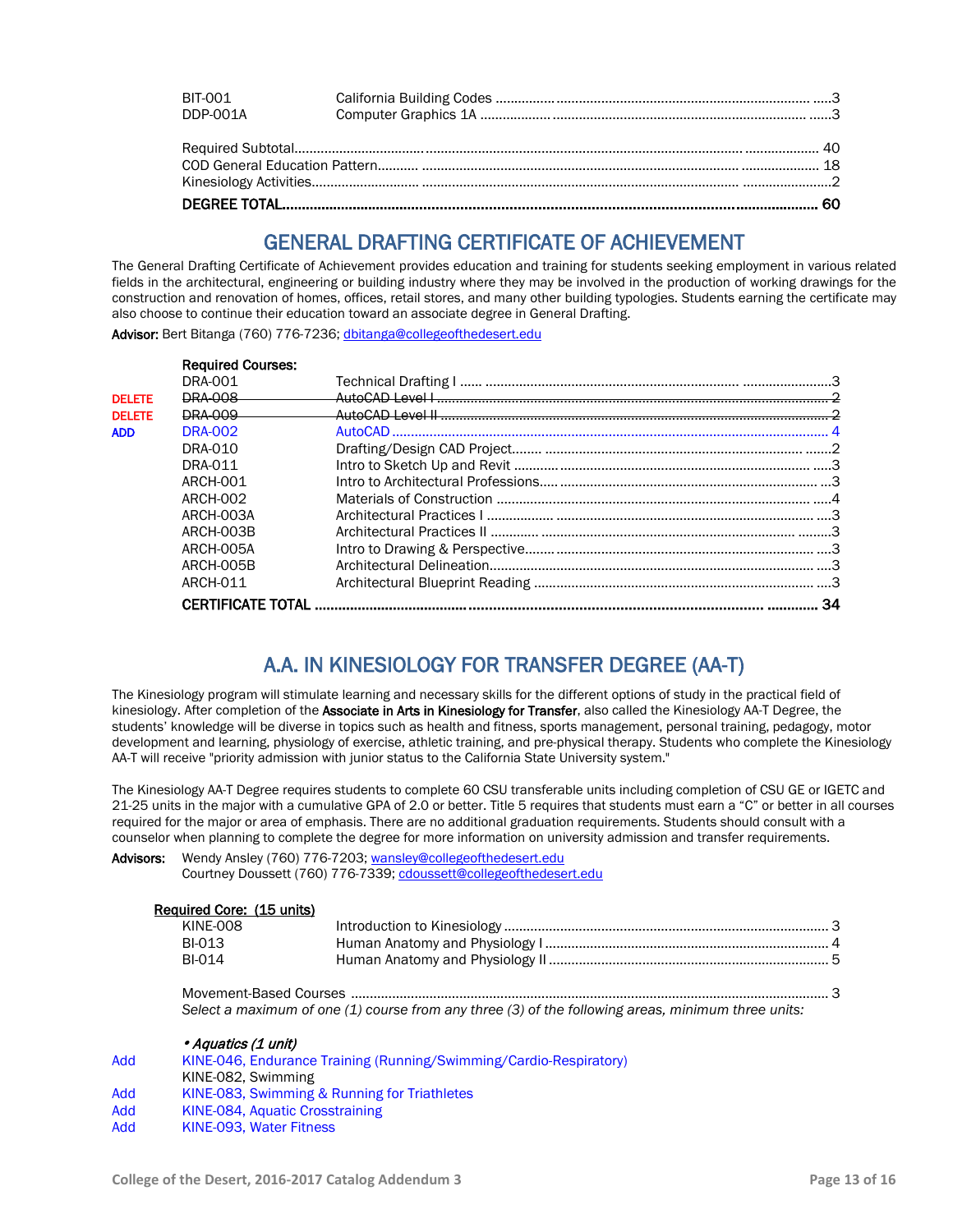| | | |
|---|---|---|
| BIT-001 | California Building Codes | 3 |
| DDP-001A | Computer Graphics 1A | 3 |

| | |
|---|---|
| Required Subtotal | 40 |
| COD General Education Pattern | 18 |
| Kinesiology Activities | 2 |
| **DEGREE TOTAL** | **60** |

## GENERAL DRAFTING CERTIFICATE OF ACHIEVEMENT

The General Drafting Certificate of Achievement provides education and training for students seeking employment in various related fields in the architectural, engineering or building industry where they may be involved in the production of working drawings for the construction and renovation of homes, offices, retail stores, and many other building typologies. Students earning the certificate may also choose to continue their education toward an associate degree in General Drafting.

**Advisor:** Bert Bitanga (760) 776-7236; dbitanga@collegeofthedesert.edu

**Required Courses:**

| | | | |
|---|---|---|---|
| | DRA-001 | Technical Drafting I | 3 |
| DELETE | ~~DRA-008~~ | ~~AutoCAD Level I~~ | ~~2~~ |
| DELETE | ~~DRA-009~~ | ~~AutoCAD Level II~~ | ~~2~~ |
| ADD | DRA-002 | AutoCAD | 4 |
| | DRA-010 | Drafting/Design CAD Project | 2 |
| | DRA-011 | Intro to Sketch Up and Revit | 3 |
| | ARCH-001 | Intro to Architectural Professions | 3 |
| | ARCH-002 | Materials of Construction | 4 |
| | ARCH-003A | Architectural Practices I | 3 |
| | ARCH-003B | Architectural Practices II | 3 |
| | ARCH-005A | Intro to Drawing & Perspective | 3 |
| | ARCH-005B | Architectural Delineation | 3 |
| | ARCH-011 | Architectural Blueprint Reading | 3 |
| | **CERTIFICATE TOTAL** | | **34** |

## A.A. IN KINESIOLOGY FOR TRANSFER DEGREE (AA-T)

The Kinesiology program will stimulate learning and necessary skills for the different options of study in the practical field of kinesiology. After completion of the **Associate in Arts in Kinesiology for Transfer**, also called the Kinesiology AA-T Degree, the students' knowledge will be diverse in topics such as health and fitness, sports management, personal training, pedagogy, motor development and learning, physiology of exercise, athletic training, and pre-physical therapy. Students who complete the Kinesiology AA-T will receive "priority admission with junior status to the California State University system."

The Kinesiology AA-T Degree requires students to complete 60 CSU transferable units including completion of CSU GE or IGETC and 21-25 units in the major with a cumulative GPA of 2.0 or better. Title 5 requires that students must earn a "C" or better in all courses required for the major or area of emphasis. There are no additional graduation requirements. Students should consult with a counselor when planning to complete the degree for more information on university admission and transfer requirements.

**Advisors:** Wendy Ansley (760) 776-7203; wansley@collegeofthedesert.edu
Courtney Doussett (760) 776-7339; cdoussett@collegeofthedesert.edu

**Required Core: (15 units)**

| | | |
|---|---|---|
| KINE-008 | Introduction to Kinesiology | 3 |
| BI-013 | Human Anatomy and Physiology I | 4 |
| BI-014 | Human Anatomy and Physiology II | 5 |

Movement-Based Courses ... 3

*Select a maximum of one (1) course from any three (3) of the following areas, minimum three units:*

*• Aquatics (1 unit)*

Add KINE-046, Endurance Training (Running/Swimming/Cardio-Respiratory)
KINE-082, Swimming
Add KINE-083, Swimming & Running for Triathletes
Add KINE-084, Aquatic Crosstraining
Add KINE-093, Water Fitness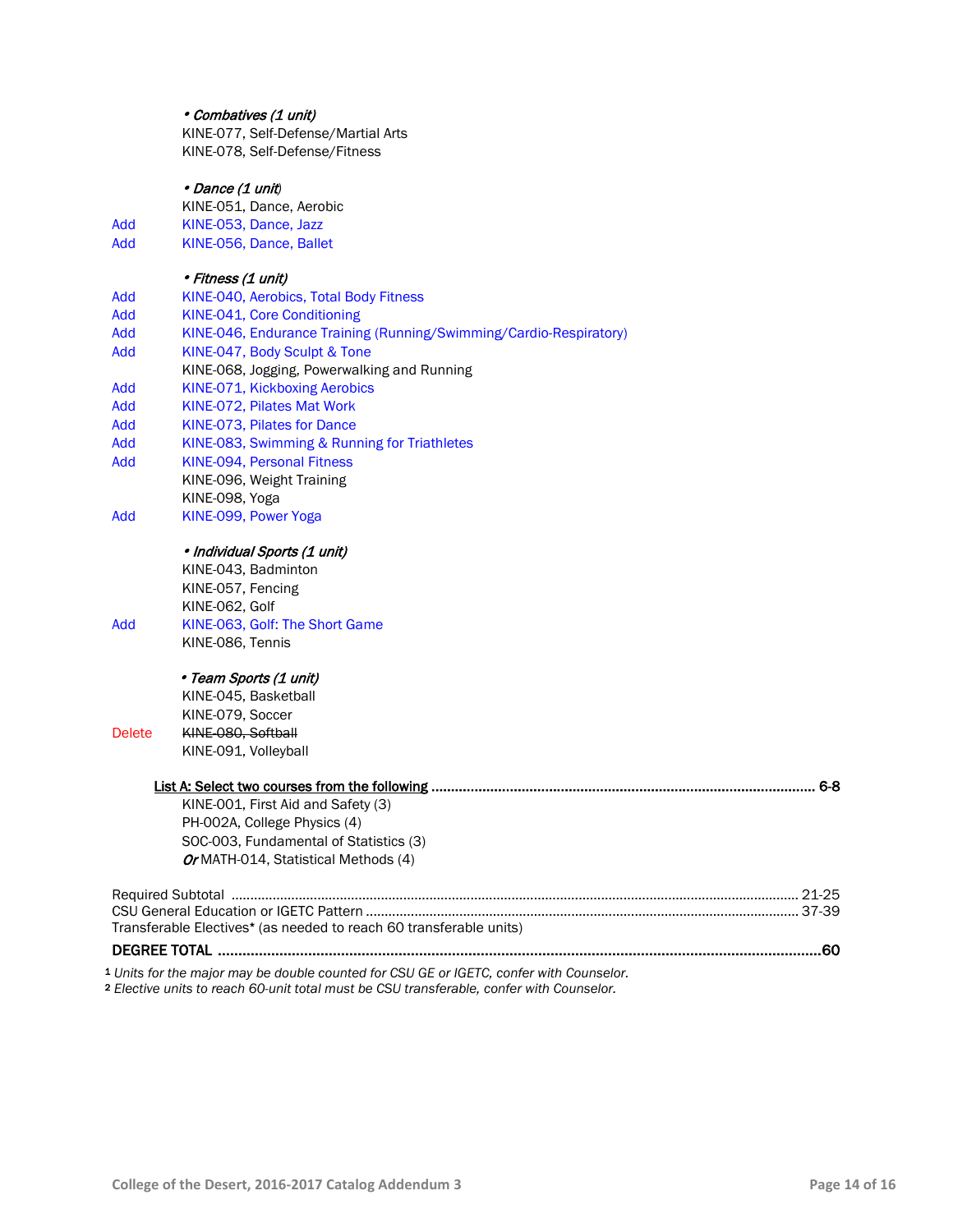*• Combatives (1 unit)*

KINE-077, Self-Defense/Martial Arts
KINE-078, Self-Defense/Fitness

*• Dance (1 unit)*

KINE-051, Dance, Aerobic
Add KINE-053, Dance, Jazz
Add KINE-056, Dance, Ballet

*• Fitness (1 unit)*

Add KINE-040, Aerobics, Total Body Fitness
Add KINE-041, Core Conditioning
Add KINE-046, Endurance Training (Running/Swimming/Cardio-Respiratory)
Add KINE-047, Body Sculpt & Tone
KINE-068, Jogging, Powerwalking and Running
Add KINE-071, Kickboxing Aerobics
Add KINE-072, Pilates Mat Work
Add KINE-073, Pilates for Dance
Add KINE-083, Swimming & Running for Triathletes
Add KINE-094, Personal Fitness
KINE-096, Weight Training
KINE-098, Yoga
Add KINE-099, Power Yoga

*• Individual Sports (1 unit)*

KINE-043, Badminton
KINE-057, Fencing
KINE-062, Golf
Add KINE-063, Golf: The Short Game
KINE-086, Tennis

*• Team Sports (1 unit)*

KINE-045, Basketball
KINE-079, Soccer
Delete ~~KINE-080, Softball~~
KINE-091, Volleyball

List A: Select two courses from the following ........ 6-8

KINE-001, First Aid and Safety (3)
PH-002A, College Physics (4)
SOC-003, Fundamental of Statistics (3)
*Or* MATH-014, Statistical Methods (4)

Required Subtotal ........ 21-25
CSU General Education or IGETC Pattern ........ 37-39
Transferable Electives* (as needed to reach 60 transferable units)

**DEGREE TOTAL ........ 60**

[1] *Units for the major may be double counted for CSU GE or IGETC, confer with Counselor.*
[2] *Elective units to reach 60-unit total must be CSU transferable, confer with Counselor.*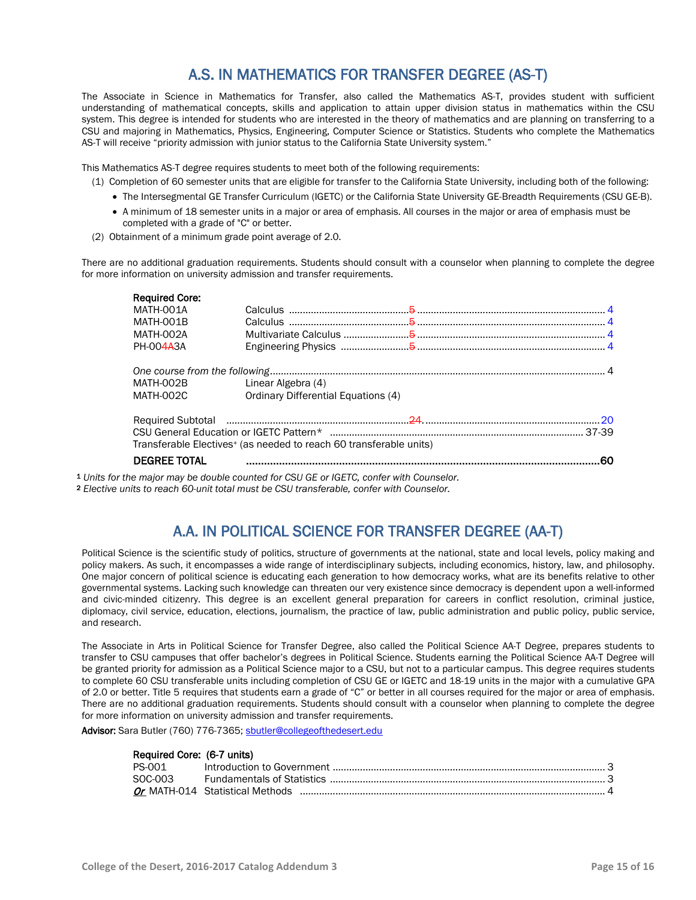## A.S. IN MATHEMATICS FOR TRANSFER DEGREE (AS-T)

The Associate in Science in Mathematics for Transfer, also called the Mathematics AS-T, provides student with sufficient understanding of mathematical concepts, skills and application to attain upper division status in mathematics within the CSU system. This degree is intended for students who are interested in the theory of mathematics and are planning on transferring to a CSU and majoring in Mathematics, Physics, Engineering, Computer Science or Statistics. Students who complete the Mathematics AS-T will receive "priority admission with junior status to the California State University system."

This Mathematics AS-T degree requires students to meet both of the following requirements:

(1) Completion of 60 semester units that are eligible for transfer to the California State University, including both of the following:
   - The Intersegmental GE Transfer Curriculum (IGETC) or the California State University GE-Breadth Requirements (CSU GE-B).
   - A minimum of 18 semester units in a major or area of emphasis. All courses in the major or area of emphasis must be completed with a grade of "C" or better.

(2) Obtainment of a minimum grade point average of 2.0.

There are no additional graduation requirements. Students should consult with a counselor when planning to complete the degree for more information on university admission and transfer requirements.

**Required Core:**

| Course | Title | Units |
|---|---|---|
| MATH-001A | Calculus ~~5~~ | 4 |
| MATH-001B | Calculus ~~5~~ | 4 |
| MATH-002A | Multivariate Calculus ~~5~~ | 4 |
| PH-00~~4A~~3A | Engineering Physics ~~5~~ | 4 |

*One course from the following* .............. 4

| Course | Title |
|---|---|
| MATH-002B | Linear Algebra (4) |
| MATH-002C | Ordinary Differential Equations (4) |

| | |
|---|---|
| Required Subtotal ~~24~~ | 20 |
| CSU General Education or IGETC Pattern* | 37-39 |
| Transferable Electives⁺ (as needed to reach 60 transferable units) | |
| **DEGREE TOTAL** | **60** |

[1] *Units for the major may be double counted for CSU GE or IGETC, confer with Counselor.*
[2] *Elective units to reach 60-unit total must be CSU transferable, confer with Counselor.*

## A.A. IN POLITICAL SCIENCE FOR TRANSFER DEGREE (AA-T)

Political Science is the scientific study of politics, structure of governments at the national, state and local levels, policy making and policy makers. As such, it encompasses a wide range of interdisciplinary subjects, including economics, history, law, and philosophy. One major concern of political science is educating each generation to how democracy works, what are its benefits relative to other governmental systems. Lacking such knowledge can threaten our very existence since democracy is dependent upon a well-informed and civic-minded citizenry. This degree is an excellent general preparation for careers in conflict resolution, criminal justice, diplomacy, civil service, education, elections, journalism, the practice of law, public administration and public policy, public service, and research.

The Associate in Arts in Political Science for Transfer Degree, also called the Political Science AA-T Degree, prepares students to transfer to CSU campuses that offer bachelor's degrees in Political Science. Students earning the Political Science AA-T Degree will be granted priority for admission as a Political Science major to a CSU, but not to a particular campus. This degree requires students to complete 60 CSU transferable units including completion of CSU GE or IGETC and 18-19 units in the major with a cumulative GPA of 2.0 or better. Title 5 requires that students earn a grade of "C" or better in all courses required for the major or area of emphasis. There are no additional graduation requirements. Students should consult with a counselor when planning to complete the degree for more information on university admission and transfer requirements.

**Advisor:** Sara Butler (760) 776-7365; sbutler@collegeofthedesert.edu

**Required Core: (6-7 units)**

| Course | Title | Units |
|---|---|---|
| PS-001 | Introduction to Government | 3 |
| SOC-003 | Fundamentals of Statistics | 3 |
| ***Or*** MATH-014 | Statistical Methods | 4 |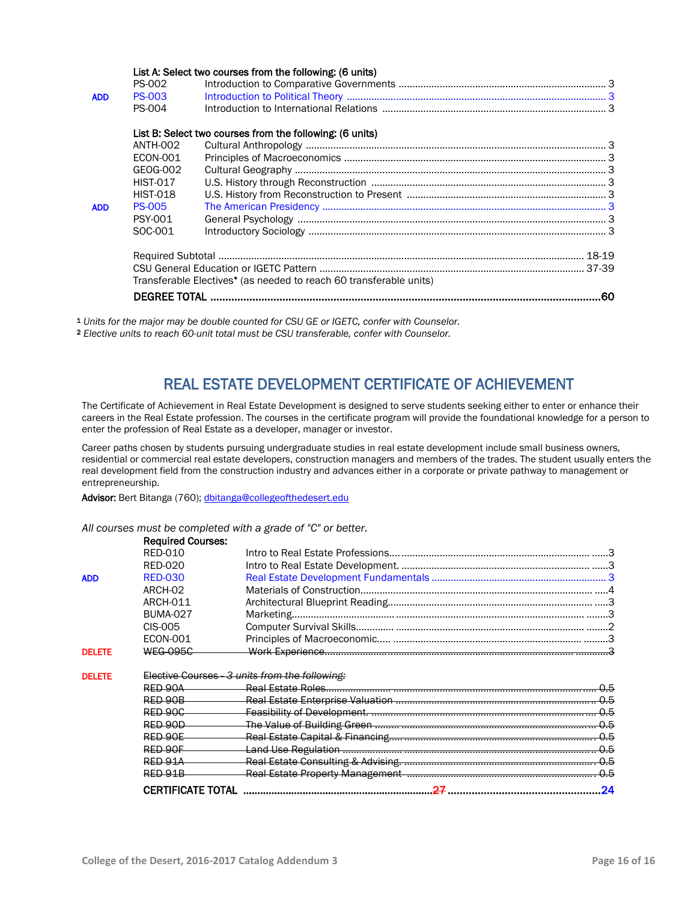List A: Select two courses from the following: (6 units)

| | | | |
|---|---|---|---|
| | PS-002 | Introduction to Comparative Governments | 3 |
| ADD | PS-003 | Introduction to Political Theory | 3 |
| | PS-004 | Introduction to International Relations | 3 |

List B: Select two courses from the following: (6 units)

| | | | |
|---|---|---|---|
| | ANTH-002 | Cultural Anthropology | 3 |
| | ECON-001 | Principles of Macroeconomics | 3 |
| | GEOG-002 | Cultural Geography | 3 |
| | HIST-017 | U.S. History through Reconstruction | 3 |
| | HIST-018 | U.S. History from Reconstruction to Present | 3 |
| ADD | PS-005 | The American Presidency | 3 |
| | PSY-001 | General Psychology | 3 |
| | SOC-001 | Introductory Sociology | 3 |

| | |
|---|---|
| Required Subtotal | 18-19 |
| CSU General Education or IGETC Pattern | 37-39 |
| Transferable Electives* (as needed to reach 60 transferable units) | |
| **DEGREE TOTAL** | **60** |

[1] *Units for the major may be double counted for CSU GE or IGETC, confer with Counselor.*
[2] *Elective units to reach 60-unit total must be CSU transferable, confer with Counselor.*

## REAL ESTATE DEVELOPMENT CERTIFICATE OF ACHIEVEMENT

The Certificate of Achievement in Real Estate Development is designed to serve students seeking either to enter or enhance their careers in the Real Estate profession. The courses in the certificate program will provide the foundational knowledge for a person to enter the profession of Real Estate as a developer, manager or investor.

Career paths chosen by students pursuing undergraduate studies in real estate development include small business owners, residential or commercial real estate developers, construction managers and members of the trades. The student usually enters the real development field from the construction industry and advances either in a corporate or private pathway to management or entrepreneurship.

**Advisor:** Bert Bitanga (760); dbitanga@collegeofthedesert.edu

*All courses must be completed with a grade of "C" or better.*

**Required Courses:**

| | | | |
|---|---|---|---|
| | RED-010 | Intro to Real Estate Professions | 3 |
| | RED-020 | Intro to Real Estate Development. | 3 |
| ADD | RED-030 | Real Estate Development Fundamentals | 3 |
| | ARCH-02 | Materials of Construction | 4 |
| | ARCH-011 | Architectural Blueprint Reading | 3 |
| | BUMA-027 | Marketing | 3 |
| | CIS-005 | Computer Survival Skills | 2 |
| | ECON-001 | Principles of Macroeconomic | 3 |
| DELETE | ~~WEG-095C~~ | ~~Work Experience~~ | ~~3~~ |

DELETE ~~Elective Courses - 3 units from the following:~~

| | | |
|---|---|---|
| ~~RED 90A~~ | ~~Real Estate Roles~~ | ~~0.5~~ |
| ~~RED 90B~~ | ~~Real Estate Enterprise Valuation~~ | ~~0.5~~ |
| ~~RED 90C~~ | ~~Feasibility of Development.~~ | ~~0.5~~ |
| ~~RED 90D~~ | ~~The Value of Building Green~~ | ~~0.5~~ |
| ~~RED 90E~~ | ~~Real Estate Capital & Financing~~ | ~~0.5~~ |
| ~~RED 90F~~ | ~~Land Use Regulation~~ | ~~0.5~~ |
| ~~RED 91A~~ | ~~Real Estate Consulting & Advising.~~ | ~~0.5~~ |
| ~~RED 91B~~ | ~~Real Estate Property Management~~ | ~~0.5~~ |

**CERTIFICATE TOTAL** ~~27~~ **24**